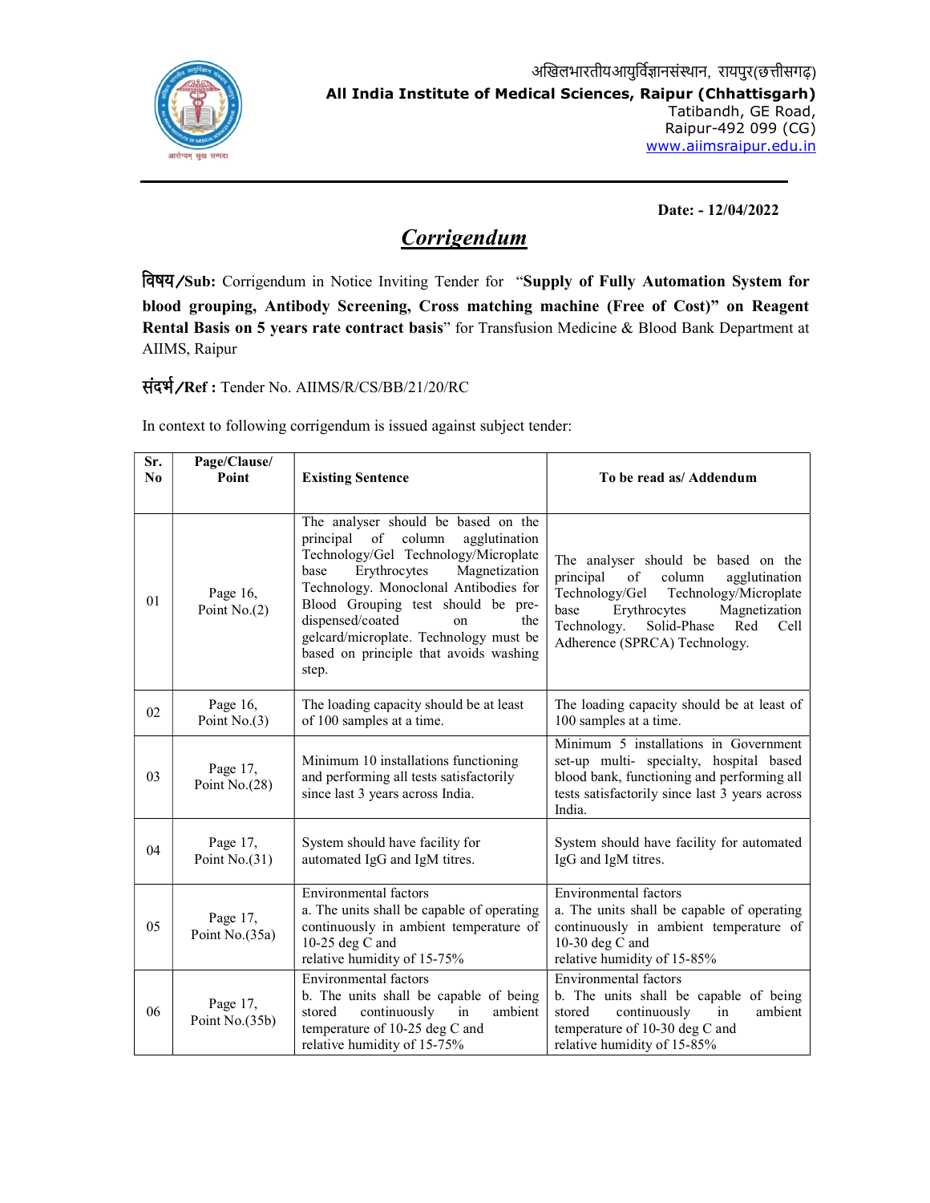अखिलभारतीयआयुर्विज्ञानसंस्थान, रायपुर(छत्तीसगढ़)

**All India Institute of Medical Sciences, Raipur (Chhattisgarh)**
Tatibandh, GE Road,
Raipur-492 099 (CG)
www.aiimsraipur.edu.in

**Date: - 12/04/2022**

# ***Corrigendum***

**विषय/Sub:** Corrigendum in Notice Inviting Tender for "**Supply of Fully Automation System for blood grouping, Antibody Screening, Cross matching machine (Free of Cost)" on Reagent Rental Basis on 5 years rate contract basis**" for Transfusion Medicine & Blood Bank Department at AIIMS, Raipur

**संदर्भ/Ref :** Tender No. AIIMS/R/CS/BB/21/20/RC

In context to following corrigendum is issued against subject tender:

| Sr. No | Page/Clause/ Point | Existing Sentence | To be read as/ Addendum |
|---|---|---|---|
| 01 | Page 16, Point No.(2) | The analyser should be based on the principal of column agglutination Technology/Gel Technology/Microplate base Erythrocytes Magnetization Technology. Monoclonal Antibodies for Blood Grouping test should be pre-dispensed/coated on the gelcard/microplate. Technology must be based on principle that avoids washing step. | The analyser should be based on the principal of column agglutination Technology/Gel Technology/Microplate base Erythrocytes Magnetization Technology. Solid-Phase Red Cell Adherence (SPRCA) Technology. |
| 02 | Page 16, Point No.(3) | The loading capacity should be at least of 100 samples at a time. | The loading capacity should be at least of 100 samples at a time. |
| 03 | Page 17, Point No.(28) | Minimum 10 installations functioning and performing all tests satisfactorily since last 3 years across India. | Minimum 5 installations in Government set-up multi- specialty, hospital based blood bank, functioning and performing all tests satisfactorily since last 3 years across India. |
| 04 | Page 17, Point No.(31) | System should have facility for automated IgG and IgM titres. | System should have facility for automated IgG and IgM titres. |
| 05 | Page 17, Point No.(35a) | Environmental factors<br>a. The units shall be capable of operating continuously in ambient temperature of 10-25 deg C and relative humidity of 15-75% | Environmental factors<br>a. The units shall be capable of operating continuously in ambient temperature of 10-30 deg C and relative humidity of 15-85% |
| 06 | Page 17, Point No.(35b) | Environmental factors<br>b. The units shall be capable of being stored continuously in ambient temperature of 10-25 deg C and relative humidity of 15-75% | Environmental factors<br>b. The units shall be capable of being stored continuously in ambient temperature of 10-30 deg C and relative humidity of 15-85% |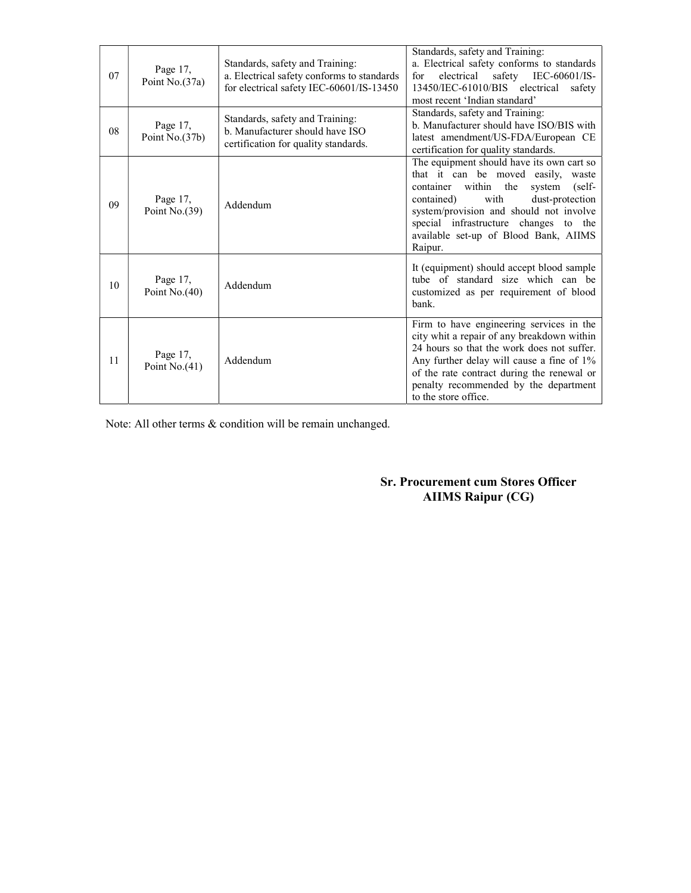| | | | |
|---|---|---|---|
| 07 | Page 17, Point No.(37a) | Standards, safety and Training: a. Electrical safety conforms to standards for electrical safety IEC-60601/IS-13450 | Standards, safety and Training: a. Electrical safety conforms to standards for electrical safety IEC-60601/IS-13450/IEC-61010/BIS electrical safety most recent 'Indian standard' |
| 08 | Page 17, Point No.(37b) | Standards, safety and Training: b. Manufacturer should have ISO certification for quality standards. | Standards, safety and Training: b. Manufacturer should have ISO/BIS with latest amendment/US-FDA/European CE certification for quality standards. |
| 09 | Page 17, Point No.(39) | Addendum | The equipment should have its own cart so that it can be moved easily, waste container within the system (self-contained) with dust-protection system/provision and should not involve special infrastructure changes to the available set-up of Blood Bank, AIIMS Raipur. |
| 10 | Page 17, Point No.(40) | Addendum | It (equipment) should accept blood sample tube of standard size which can be customized as per requirement of blood bank. |
| 11 | Page 17, Point No.(41) | Addendum | Firm to have engineering services in the city whit a repair of any breakdown within 24 hours so that the work does not suffer. Any further delay will cause a fine of 1% of the rate contract during the renewal or penalty recommended by the department to the store office. |

Note: All other terms & condition will be remain unchanged.

**Sr. Procurement cum Stores Officer**
**AIIMS Raipur (CG)**